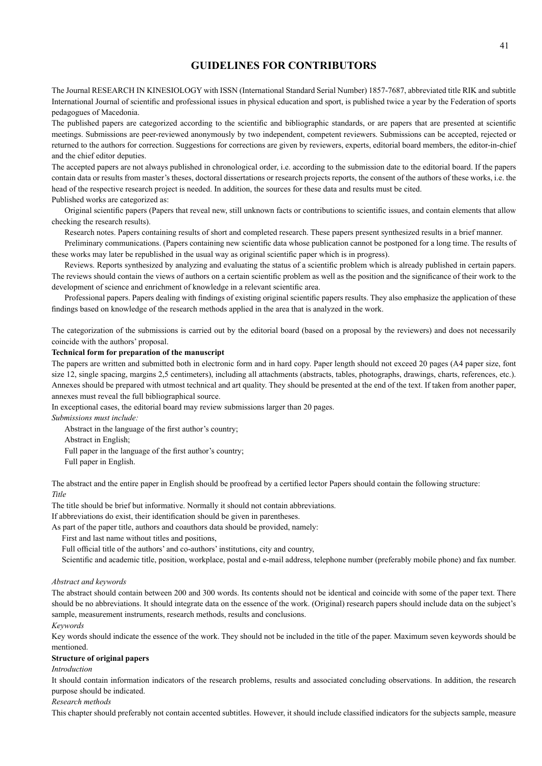# GUIDELINES FOR CONTRIBUTORS

The Journal RESEARCH IN KINESIOLOGY with ISSN (International Standard Serial Number) 1857-7687, abbreviated title RIK and subtitle International Journal of scientific and professional issues in physical education and sport, is published twice a year by the Federation of sports pedagogues of Macedonia.

The published papers are categorized according to the scientific and bibliographic standards, or are papers that are presented at scientific meetings. Submissions are peer-reviewed anonymously by two independent, competent reviewers. Submissions can be accepted, rejected or returned to the authors for correction. Suggestions for corrections are given by reviewers, experts, editorial board members, the editor-in-chief and the chief editor deputies.

The accepted papers are not always published in chronological order, i.e. according to the submission date to the editorial board. If the papers contain data or results from master's theses, doctoral dissertations or research projects reports, the consent of the authors of these works, i.e. the head of the respective research project is needed. In addition, the sources for these data and results must be cited.

Published works are categorized as:

Original scientific papers (Papers that reveal new, still unknown facts or contributions to scientific issues, and contain elements that allow checking the research results).

Research notes. Papers containing results of short and completed research. These papers present synthesized results in a brief manner.

Preliminary communications. (Papers containing new scientific data whose publication cannot be postponed for a long time. The results of these works may later be republished in the usual way as original scientific paper which is in progress).

Reviews. Reports synthesized by analyzing and evaluating the status of a scientific problem which is already published in certain papers. The reviews should contain the views of authors on a certain scientific problem as well as the position and the significance of their work to the development of science and enrichment of knowledge in a relevant scientific area.

Professional papers. Papers dealing with findings of existing original scientific papers results. They also emphasize the application of these findings based on knowledge of the research methods applied in the area that is analyzed in the work.

The categorization of the submissions is carried out by the editorial board (based on a proposal by the reviewers) and does not necessarily coincide with the authors' proposal.

**Technical form for preparation of the manuscript**

The papers are written and submitted both in electronic form and in hard copy. Paper length should not exceed 20 pages (A4 paper size, font size 12, single spacing, margins 2,5 centimeters), including all attachments (abstracts, tables, photographs, drawings, charts, references, etc.). Annexes should be prepared with utmost technical and art quality. They should be presented at the end of the text. If taken from another paper, annexes must reveal the full bibliographical source.

In exceptional cases, the editorial board may review submissions larger than 20 pages.

*Submissions must include:*

Abstract in the language of the first author's country;

Abstract in English;

Full paper in the language of the first author's country;

Full paper in English.

The abstract and the entire paper in English should be proofread by a certified lector Papers should contain the following structure:

*Title*

The title should be brief but informative. Normally it should not contain abbreviations.

If abbreviations do exist, their identification should be given in parentheses.

As part of the paper title, authors and coauthors data should be provided, namely:

First and last name without titles and positions,

Full official title of the authors' and co-authors' institutions, city and country,

Scientific and academic title, position, workplace, postal and e-mail address, telephone number (preferably mobile phone) and fax number.

*Abstract and keywords*

The abstract should contain between 200 and 300 words. Its contents should not be identical and coincide with some of the paper text. There should be no abbreviations. It should integrate data on the essence of the work. (Original) research papers should include data on the subject's sample, measurement instruments, research methods, results and conclusions.

*Keywords*

Key words should indicate the essence of the work. They should not be included in the title of the paper. Maximum seven keywords should be mentioned.

**Structure of original papers**

*Introduction*

It should contain information indicators of the research problems, results and associated concluding observations. In addition, the research purpose should be indicated.

*Research methods*

This chapter should preferably not contain accented subtitles. However, it should include classified indicators for the subjects sample, measure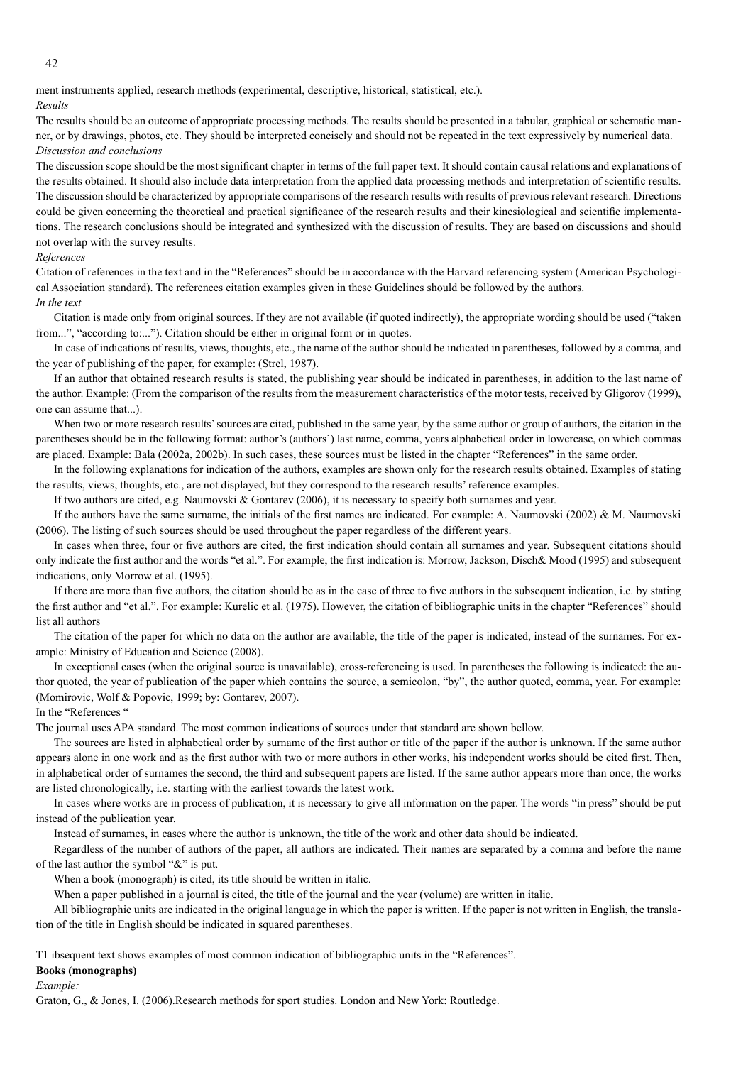ment instruments applied, research methods (experimental, descriptive, historical, statistical, etc.).

*Results*

The results should be an outcome of appropriate processing methods. The results should be presented in a tabular, graphical or schematic manner, or by drawings, photos, etc. They should be interpreted concisely and should not be repeated in the text expressively by numerical data.

*Discussion and conclusions*

The discussion scope should be the most significant chapter in terms of the full paper text. It should contain causal relations and explanations of the results obtained. It should also include data interpretation from the applied data processing methods and interpretation of scientific results. The discussion should be characterized by appropriate comparisons of the research results with results of previous relevant research. Directions could be given concerning the theoretical and practical significance of the research results and their kinesiological and scientific implementations. The research conclusions should be integrated and synthesized with the discussion of results. They are based on discussions and should not overlap with the survey results.

*References*

Citation of references in the text and in the "References" should be in accordance with the Harvard referencing system (American Psychological Association standard). The references citation examples given in these Guidelines should be followed by the authors.

*In the text*

Citation is made only from original sources. If they are not available (if quoted indirectly), the appropriate wording should be used ("taken from...", "according to:..."). Citation should be either in original form or in quotes.

In case of indications of results, views, thoughts, etc., the name of the author should be indicated in parentheses, followed by a comma, and the year of publishing of the paper, for example: (Strel, 1987).

If an author that obtained research results is stated, the publishing year should be indicated in parentheses, in addition to the last name of the author. Example: (From the comparison of the results from the measurement characteristics of the motor tests, received by Gligorov (1999), one can assume that...).

When two or more research results' sources are cited, published in the same year, by the same author or group of authors, the citation in the parentheses should be in the following format: author's (authors') last name, comma, years alphabetical order in lowercase, on which commas are placed. Example: Bala (2002a, 2002b). In such cases, these sources must be listed in the chapter "References" in the same order.

In the following explanations for indication of the authors, examples are shown only for the research results obtained. Examples of stating the results, views, thoughts, etc., are not displayed, but they correspond to the research results' reference examples.

If two authors are cited, e.g. Naumovski & Gontarev (2006), it is necessary to specify both surnames and year.

If the authors have the same surname, the initials of the first names are indicated. For example: A. Naumovski (2002) & M. Naumovski (2006). The listing of such sources should be used throughout the paper regardless of the different years.

In cases when three, four or five authors are cited, the first indication should contain all surnames and year. Subsequent citations should only indicate the first author and the words "et al.". For example, the first indication is: Morrow, Jackson, Disch& Mood (1995) and subsequent indications, only Morrow et al. (1995).

If there are more than five authors, the citation should be as in the case of three to five authors in the subsequent indication, i.e. by stating the first author and "et al.". For example: Kurelic et al. (1975). However, the citation of bibliographic units in the chapter "References" should list all authors

The citation of the paper for which no data on the author are available, the title of the paper is indicated, instead of the surnames. For example: Ministry of Education and Science (2008).

In exceptional cases (when the original source is unavailable), cross-referencing is used. In parentheses the following is indicated: the author quoted, the year of publication of the paper which contains the source, a semicolon, "by", the author quoted, comma, year. For example: (Momirovic, Wolf & Popovic, 1999; by: Gontarev, 2007).

In the "References "

The journal uses APA standard. The most common indications of sources under that standard are shown bellow.

The sources are listed in alphabetical order by surname of the first author or title of the paper if the author is unknown. If the same author appears alone in one work and as the first author with two or more authors in other works, his independent works should be cited first. Then, in alphabetical order of surnames the second, the third and subsequent papers are listed. If the same author appears more than once, the works are listed chronologically, i.e. starting with the earliest towards the latest work.

In cases where works are in process of publication, it is necessary to give all information on the paper. The words "in press" should be put instead of the publication year.

Instead of surnames, in cases where the author is unknown, the title of the work and other data should be indicated.

Regardless of the number of authors of the paper, all authors are indicated. Their names are separated by a comma and before the name of the last author the symbol "&" is put.

When a book (monograph) is cited, its title should be written in italic.

When a paper published in a journal is cited, the title of the journal and the year (volume) are written in italic.

All bibliographic units are indicated in the original language in which the paper is written. If the paper is not written in English, the translation of the title in English should be indicated in squared parentheses.

T1 ibsequent text shows examples of most common indication of bibliographic units in the "References".

**Books (monographs)**

*Example:*

Graton, G., & Jones, I. (2006).Research methods for sport studies. London and New York: Routledge.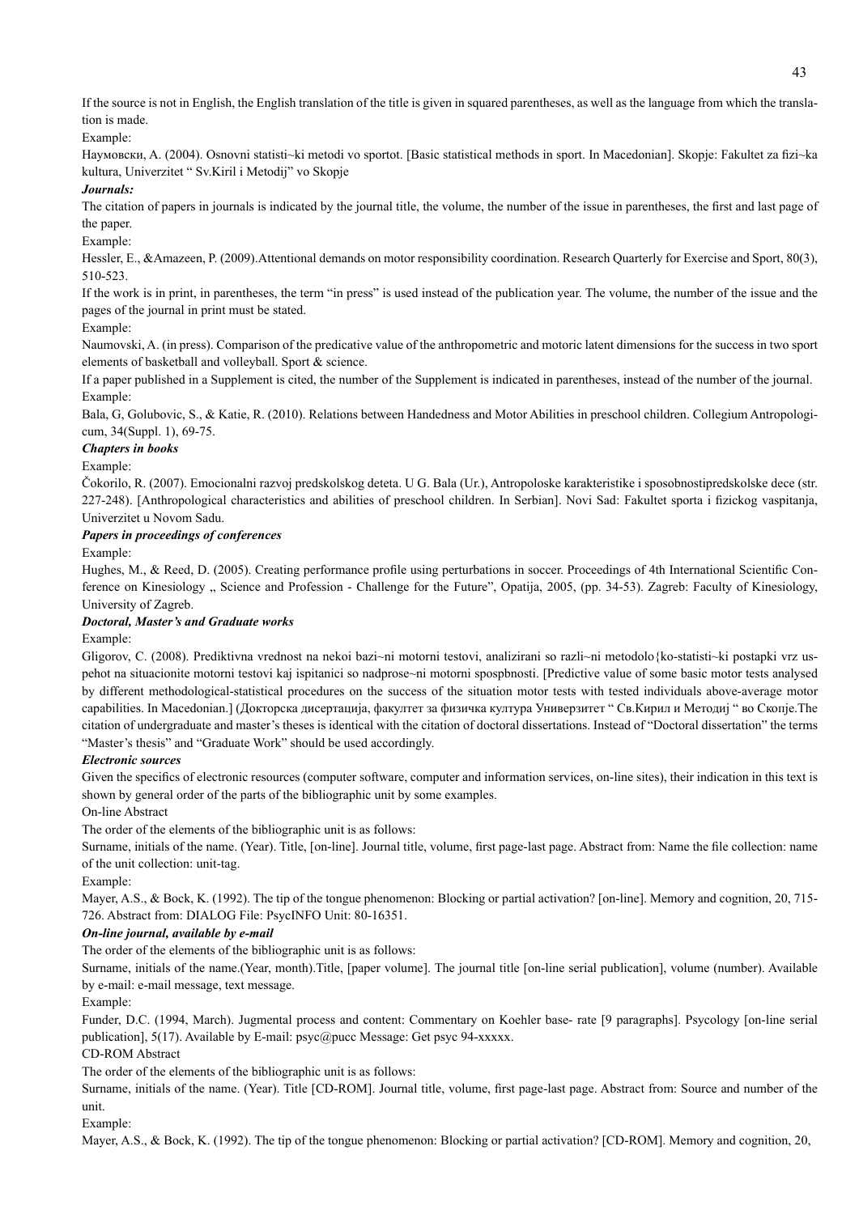If the source is not in English, the English translation of the title is given in squared parentheses, as well as the language from which the translation is made.

Example:

Наумовски, А. (2004). Osnovni statisti~ki metodi vo sportot. [Basic statistical methods in sport. In Macedonian]. Skopje: Fakultet za fizi~ka kultura, Univerzitet " Sv.Kiril i Metodij" vo Skopje

***Journals:***

The citation of papers in journals is indicated by the journal title, the volume, the number of the issue in parentheses, the first and last page of the paper.

Example:

Hessler, E., &Amazeen, P. (2009).Attentional demands on motor responsibility coordination. Research Quarterly for Exercise and Sport, 80(3), 510-523.

If the work is in print, in parentheses, the term "in press" is used instead of the publication year. The volume, the number of the issue and the pages of the journal in print must be stated.

Example:

Naumovski, A. (in press). Comparison of the predicative value of the anthropometric and motoric latent dimensions for the success in two sport elements of basketball and volleyball. Sport & science.

If a paper published in a Supplement is cited, the number of the Supplement is indicated in parentheses, instead of the number of the journal.

Example:

Bala, G, Golubovic, S., & Katie, R. (2010). Relations between Handedness and Motor Abilities in preschool children. Collegium Antropologicum, 34(Suppl. 1), 69-75.

***Chapters in books***

Example:

Čokorilo, R. (2007). Emocionalni razvoj predskolskog deteta. U G. Bala (Ur.), Antropoloske karakteristike i sposobnostipredskolske dece (str. 227-248). [Anthropological characteristics and abilities of preschool children. In Serbian]. Novi Sad: Fakultet sporta i fizickog vaspitanja, Univerzitet u Novom Sadu.

***Papers in proceedings of conferences***

Example:

Hughes, M., & Reed, D. (2005). Creating performance profile using perturbations in soccer. Proceedings of 4th International Scientific Conference on Kinesiology „ Science and Profession - Challenge for the Future", Opatija, 2005, (pp. 34-53). Zagreb: Faculty of Kinesiology, University of Zagreb.

***Doctoral, Master's and Graduate works***

Example:

Gligorov, C. (2008). Prediktivna vrednost na nekoi bazi~ni motorni testovi, analizirani so razli~ni metodolo{ko-statisti~ki postapki vrz uspehot na situacionite motorni testovi kaj ispitanici so nadprose~ni motorni spospbnosti. [Predictive value of some basic motor tests analysed by different methodological-statistical procedures on the success of the situation motor tests with tested individuals above-average motor capabilities. In Macedonian.] (Докторска дисертација, факултет за физичка култура Универзитет " Св.Кирил и Методиј " во Скопје.The citation of undergraduate and master's theses is identical with the citation of doctoral dissertations. Instead of "Doctoral dissertation" the terms "Master's thesis" and "Graduate Work" should be used accordingly.

***Electronic sources***

Given the specifics of electronic resources (computer software, computer and information services, on-line sites), their indication in this text is shown by general order of the parts of the bibliographic unit by some examples.

On-line Abstract

The order of the elements of the bibliographic unit is as follows:

Surname, initials of the name. (Year). Title, [on-line]. Journal title, volume, first page-last page. Abstract from: Name the file collection: name of the unit collection: unit-tag.

Example:

Mayer, A.S., & Bock, K. (1992). The tip of the tongue phenomenon: Blocking or partial activation? [on-line]. Memory and cognition, 20, 715-726. Abstract from: DIALOG File: PsycINFO Unit: 80-16351.

***On-line journal, available by e-mail***

The order of the elements of the bibliographic unit is as follows:

Surname, initials of the name.(Year, month).Title, [paper volume]. The journal title [on-line serial publication], volume (number). Available by e-mail: e-mail message, text message.

Example:

Funder, D.C. (1994, March). Jugmental process and content: Commentary on Koehler base- rate [9 paragraphs]. Psycology [on-line serial publication], 5(17). Available by E-mail: psyc@pucc Message: Get psyc 94-xxxxx.

CD-ROM Abstract

The order of the elements of the bibliographic unit is as follows:

Surname, initials of the name. (Year). Title [CD-ROM]. Journal title, volume, first page-last page. Abstract from: Source and number of the unit.

Example:

Mayer, A.S., & Bock, K. (1992). The tip of the tongue phenomenon: Blocking or partial activation? [CD-ROM]. Memory and cognition, 20,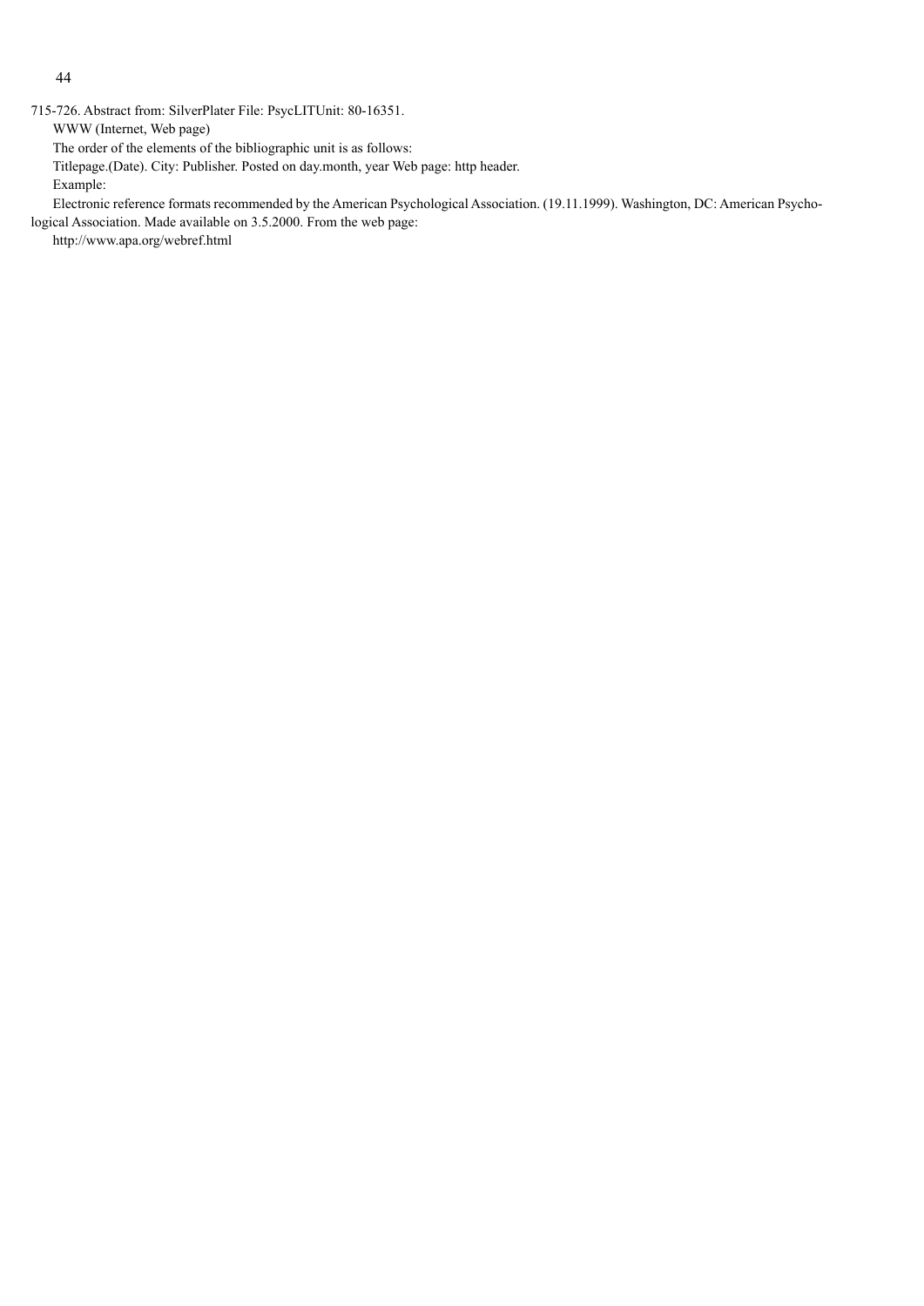715-726. Abstract from: SilverPlater File: PsycLITUnit: 80-16351.

WWW (Internet, Web page)

The order of the elements of the bibliographic unit is as follows:

Titlepage.(Date). City: Publisher. Posted on day.month, year Web page: http header.

Example:

Electronic reference formats recommended by the American Psychological Association. (19.11.1999). Washington, DC: American Psychological Association. Made available on 3.5.2000. From the web page:

http://www.apa.org/webref.html